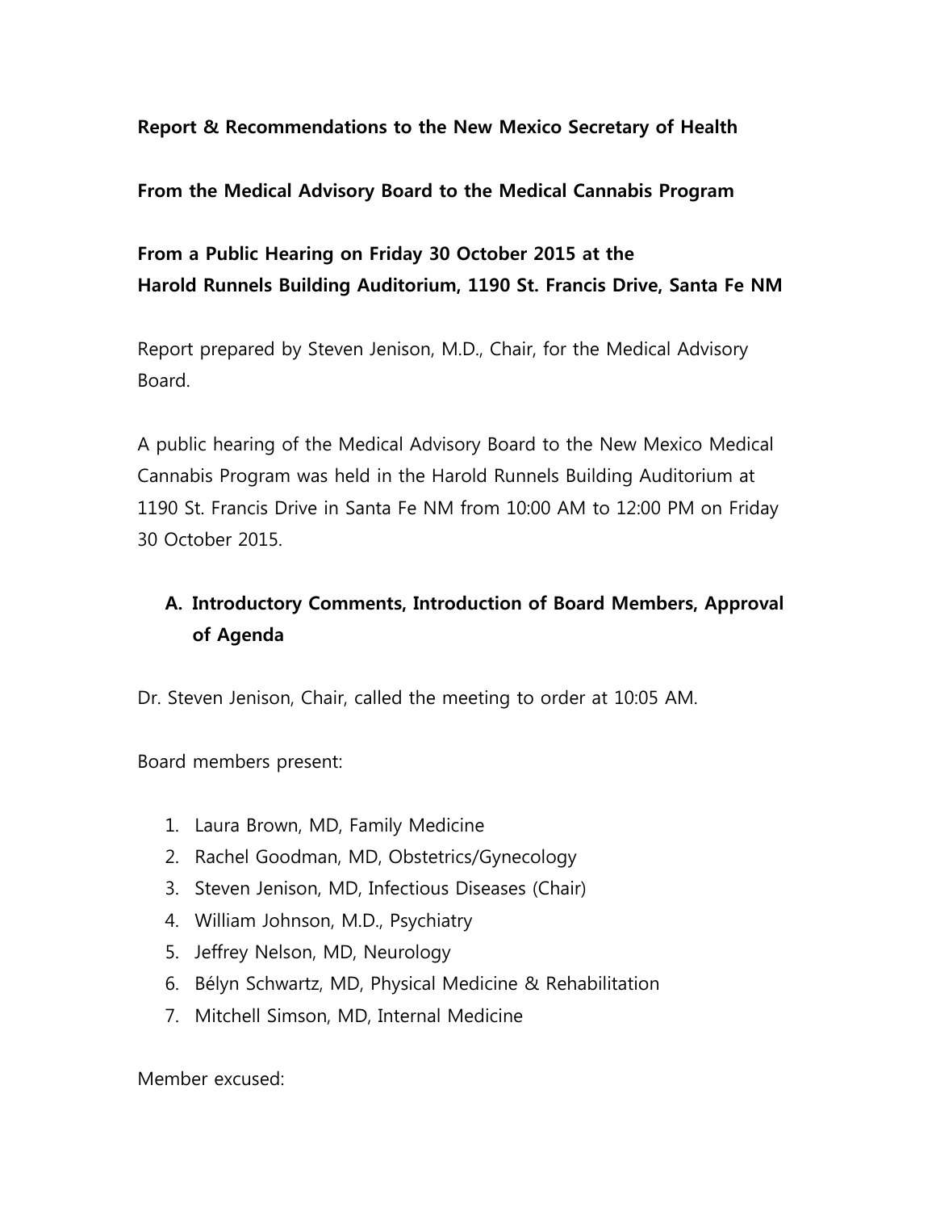**Report & Recommendations to the New Mexico Secretary of Health**

**From the Medical Advisory Board to the Medical Cannabis Program**

**From a Public Hearing on Friday 30 October 2015 at the Harold Runnels Building Auditorium, 1190 St. Francis Drive, Santa Fe NM**

Report prepared by Steven Jenison, M.D., Chair, for the Medical Advisory Board.

A public hearing of the Medical Advisory Board to the New Mexico Medical Cannabis Program was held in the Harold Runnels Building Auditorium at 1190 St. Francis Drive in Santa Fe NM from 10:00 AM to 12:00 PM on Friday 30 October 2015.

## A. Introductory Comments, Introduction of Board Members, Approval of Agenda

Dr. Steven Jenison, Chair, called the meeting to order at 10:05 AM.

Board members present:

1. Laura Brown, MD, Family Medicine
2. Rachel Goodman, MD, Obstetrics/Gynecology
3. Steven Jenison, MD, Infectious Diseases (Chair)
4. William Johnson, M.D., Psychiatry
5. Jeffrey Nelson, MD, Neurology
6. Bélyn Schwartz, MD, Physical Medicine & Rehabilitation
7. Mitchell Simson, MD, Internal Medicine

Member excused: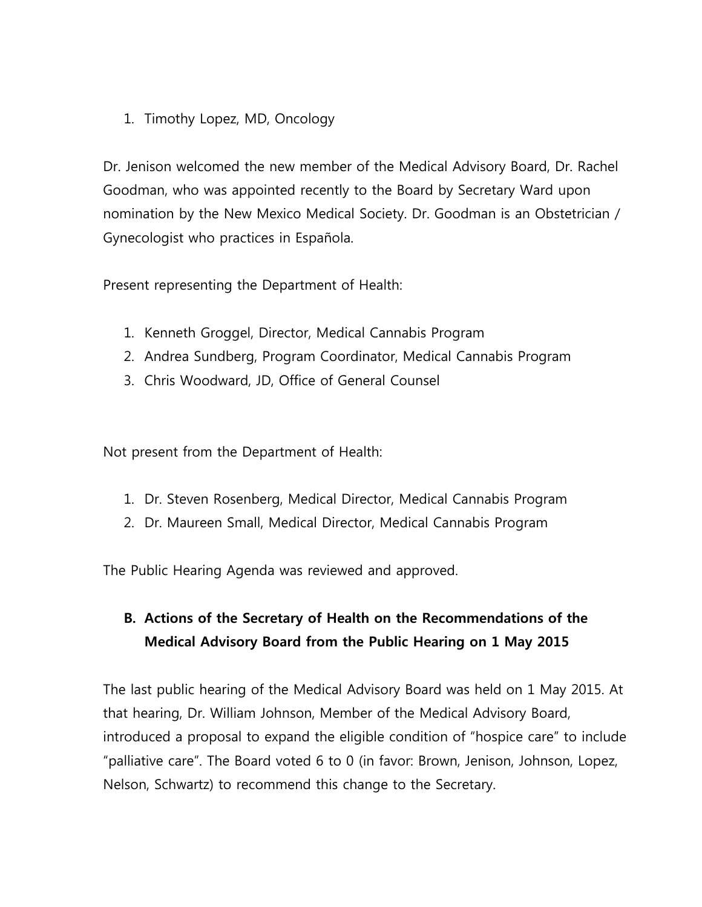1. Timothy Lopez, MD, Oncology

Dr. Jenison welcomed the new member of the Medical Advisory Board, Dr. Rachel Goodman, who was appointed recently to the Board by Secretary Ward upon nomination by the New Mexico Medical Society. Dr. Goodman is an Obstetrician / Gynecologist who practices in Española.

Present representing the Department of Health:

1. Kenneth Groggel, Director, Medical Cannabis Program
2. Andrea Sundberg, Program Coordinator, Medical Cannabis Program
3. Chris Woodward, JD, Office of General Counsel

Not present from the Department of Health:

1. Dr. Steven Rosenberg, Medical Director, Medical Cannabis Program
2. Dr. Maureen Small, Medical Director, Medical Cannabis Program

The Public Hearing Agenda was reviewed and approved.

## B. Actions of the Secretary of Health on the Recommendations of the Medical Advisory Board from the Public Hearing on 1 May 2015

The last public hearing of the Medical Advisory Board was held on 1 May 2015. At that hearing, Dr. William Johnson, Member of the Medical Advisory Board, introduced a proposal to expand the eligible condition of "hospice care" to include "palliative care". The Board voted 6 to 0 (in favor: Brown, Jenison, Johnson, Lopez, Nelson, Schwartz) to recommend this change to the Secretary.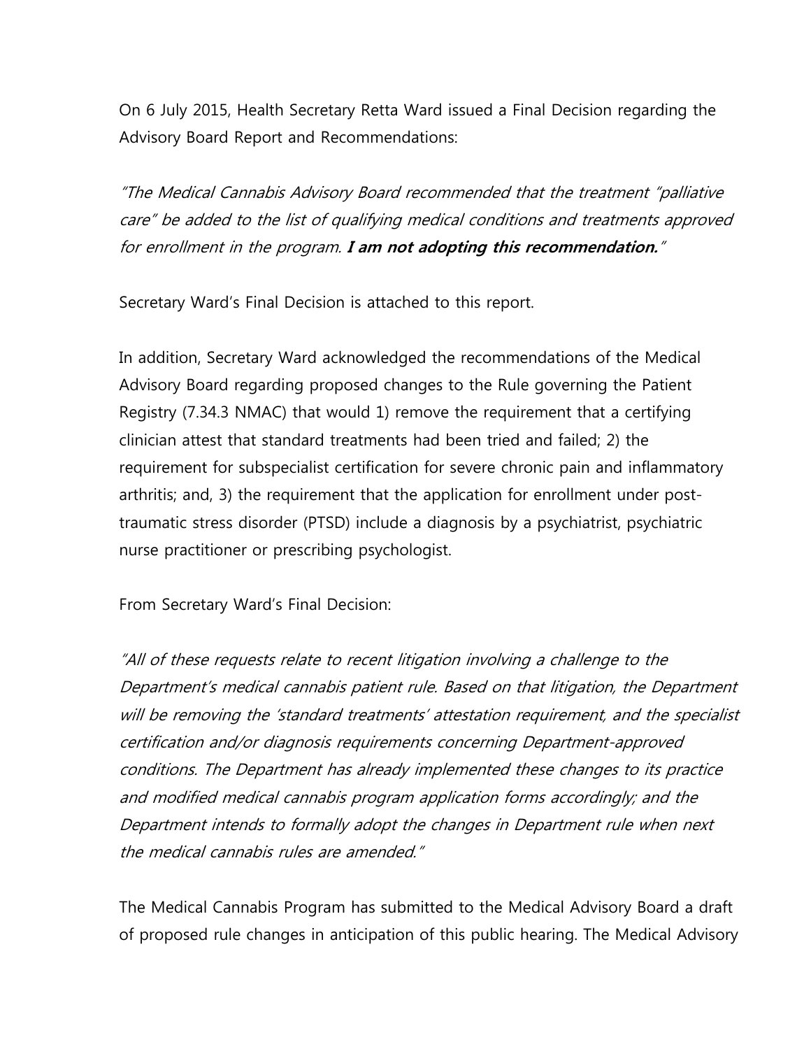On 6 July 2015, Health Secretary Retta Ward issued a Final Decision regarding the Advisory Board Report and Recommendations:

*"The Medical Cannabis Advisory Board recommended that the treatment "palliative care" be added to the list of qualifying medical conditions and treatments approved for enrollment in the program.* ***I am not adopting this recommendation.****"*

Secretary Ward's Final Decision is attached to this report.

In addition, Secretary Ward acknowledged the recommendations of the Medical Advisory Board regarding proposed changes to the Rule governing the Patient Registry (7.34.3 NMAC) that would 1) remove the requirement that a certifying clinician attest that standard treatments had been tried and failed; 2) the requirement for subspecialist certification for severe chronic pain and inflammatory arthritis; and, 3) the requirement that the application for enrollment under post-traumatic stress disorder (PTSD) include a diagnosis by a psychiatrist, psychiatric nurse practitioner or prescribing psychologist.

From Secretary Ward's Final Decision:

*"All of these requests relate to recent litigation involving a challenge to the Department's medical cannabis patient rule. Based on that litigation, the Department will be removing the 'standard treatments' attestation requirement, and the specialist certification and/or diagnosis requirements concerning Department-approved conditions. The Department has already implemented these changes to its practice and modified medical cannabis program application forms accordingly; and the Department intends to formally adopt the changes in Department rule when next the medical cannabis rules are amended."*

The Medical Cannabis Program has submitted to the Medical Advisory Board a draft of proposed rule changes in anticipation of this public hearing. The Medical Advisory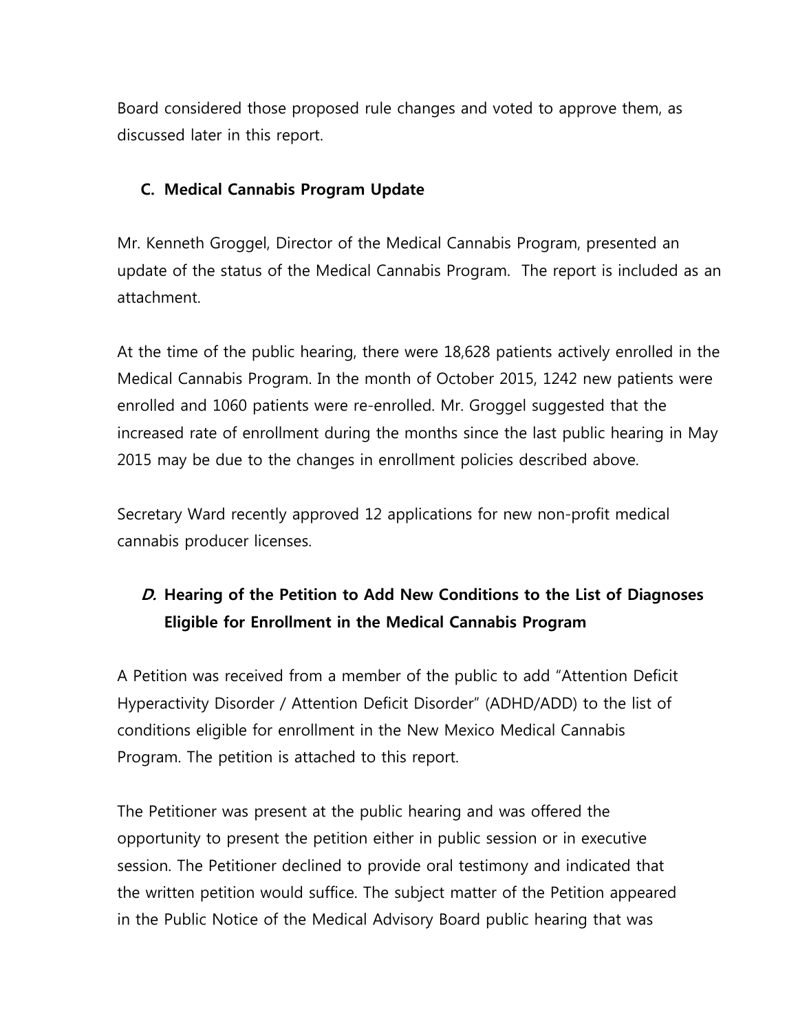Board considered those proposed rule changes and voted to approve them, as discussed later in this report.

### C. Medical Cannabis Program Update

Mr. Kenneth Groggel, Director of the Medical Cannabis Program, presented an update of the status of the Medical Cannabis Program. The report is included as an attachment.

At the time of the public hearing, there were 18,628 patients actively enrolled in the Medical Cannabis Program. In the month of October 2015, 1242 new patients were enrolled and 1060 patients were re-enrolled. Mr. Groggel suggested that the increased rate of enrollment during the months since the last public hearing in May 2015 may be due to the changes in enrollment policies described above.

Secretary Ward recently approved 12 applications for new non-profit medical cannabis producer licenses.

### *D.* Hearing of the Petition to Add New Conditions to the List of Diagnoses Eligible for Enrollment in the Medical Cannabis Program

A Petition was received from a member of the public to add "Attention Deficit Hyperactivity Disorder / Attention Deficit Disorder" (ADHD/ADD) to the list of conditions eligible for enrollment in the New Mexico Medical Cannabis Program. The petition is attached to this report.

The Petitioner was present at the public hearing and was offered the opportunity to present the petition either in public session or in executive session. The Petitioner declined to provide oral testimony and indicated that the written petition would suffice. The subject matter of the Petition appeared in the Public Notice of the Medical Advisory Board public hearing that was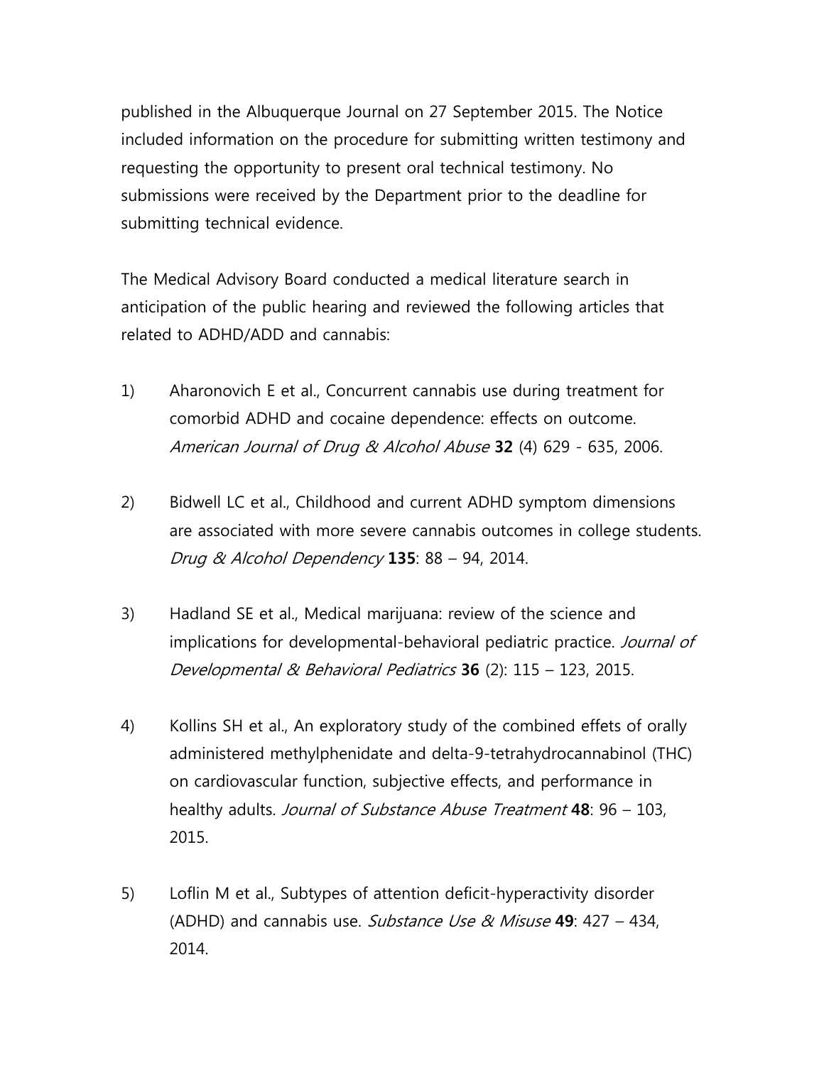published in the Albuquerque Journal on 27 September 2015. The Notice included information on the procedure for submitting written testimony and requesting the opportunity to present oral technical testimony. No submissions were received by the Department prior to the deadline for submitting technical evidence.

The Medical Advisory Board conducted a medical literature search in anticipation of the public hearing and reviewed the following articles that related to ADHD/ADD and cannabis:

1) Aharonovich E et al., Concurrent cannabis use during treatment for comorbid ADHD and cocaine dependence: effects on outcome. *American Journal of Drug & Alcohol Abuse* **32** (4) 629 - 635, 2006.

2) Bidwell LC et al., Childhood and current ADHD symptom dimensions are associated with more severe cannabis outcomes in college students. *Drug & Alcohol Dependency* **135**: 88 – 94, 2014.

3) Hadland SE et al., Medical marijuana: review of the science and implications for developmental-behavioral pediatric practice. *Journal of Developmental & Behavioral Pediatrics* **36** (2): 115 – 123, 2015.

4) Kollins SH et al., An exploratory study of the combined effets of orally administered methylphenidate and delta-9-tetrahydrocannabinol (THC) on cardiovascular function, subjective effects, and performance in healthy adults. *Journal of Substance Abuse Treatment* **48**: 96 – 103, 2015.

5) Loflin M et al., Subtypes of attention deficit-hyperactivity disorder (ADHD) and cannabis use. *Substance Use & Misuse* **49**: 427 – 434, 2014.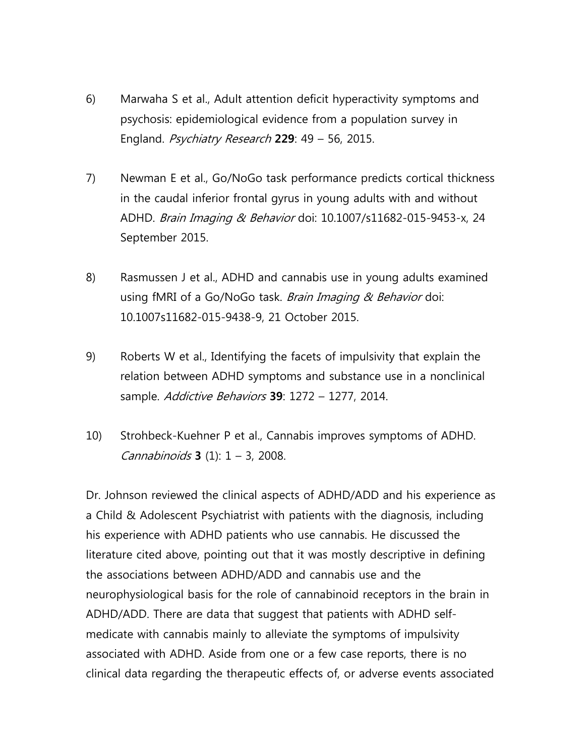6) Marwaha S et al., Adult attention deficit hyperactivity symptoms and psychosis: epidemiological evidence from a population survey in England. *Psychiatry Research* **229**: 49 – 56, 2015.

7) Newman E et al., Go/NoGo task performance predicts cortical thickness in the caudal inferior frontal gyrus in young adults with and without ADHD. *Brain Imaging & Behavior* doi: 10.1007/s11682-015-9453-x, 24 September 2015.

8) Rasmussen J et al., ADHD and cannabis use in young adults examined using fMRI of a Go/NoGo task. *Brain Imaging & Behavior* doi: 10.1007s11682-015-9438-9, 21 October 2015.

9) Roberts W et al., Identifying the facets of impulsivity that explain the relation between ADHD symptoms and substance use in a nonclinical sample. *Addictive Behaviors* **39**: 1272 – 1277, 2014.

10) Strohbeck-Kuehner P et al., Cannabis improves symptoms of ADHD. *Cannabinoids* **3** (1): 1 – 3, 2008.

Dr. Johnson reviewed the clinical aspects of ADHD/ADD and his experience as a Child & Adolescent Psychiatrist with patients with the diagnosis, including his experience with ADHD patients who use cannabis. He discussed the literature cited above, pointing out that it was mostly descriptive in defining the associations between ADHD/ADD and cannabis use and the neurophysiological basis for the role of cannabinoid receptors in the brain in ADHD/ADD. There are data that suggest that patients with ADHD self-medicate with cannabis mainly to alleviate the symptoms of impulsivity associated with ADHD. Aside from one or a few case reports, there is no clinical data regarding the therapeutic effects of, or adverse events associated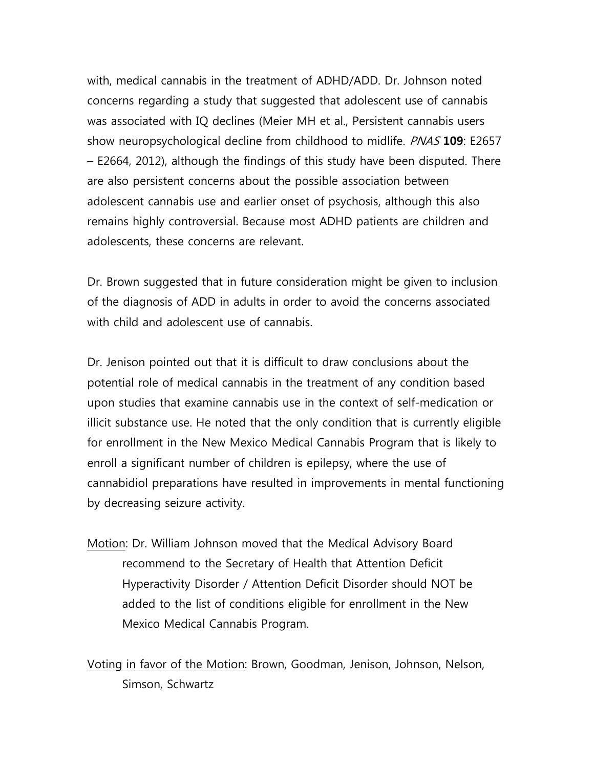with, medical cannabis in the treatment of ADHD/ADD. Dr. Johnson noted concerns regarding a study that suggested that adolescent use of cannabis was associated with IQ declines (Meier MH et al., Persistent cannabis users show neuropsychological decline from childhood to midlife. *PNAS* **109**: E2657 – E2664, 2012), although the findings of this study have been disputed. There are also persistent concerns about the possible association between adolescent cannabis use and earlier onset of psychosis, although this also remains highly controversial. Because most ADHD patients are children and adolescents, these concerns are relevant.

Dr. Brown suggested that in future consideration might be given to inclusion of the diagnosis of ADD in adults in order to avoid the concerns associated with child and adolescent use of cannabis.

Dr. Jenison pointed out that it is difficult to draw conclusions about the potential role of medical cannabis in the treatment of any condition based upon studies that examine cannabis use in the context of self-medication or illicit substance use. He noted that the only condition that is currently eligible for enrollment in the New Mexico Medical Cannabis Program that is likely to enroll a significant number of children is epilepsy, where the use of cannabidiol preparations have resulted in improvements in mental functioning by decreasing seizure activity.

<u>Motion</u>: Dr. William Johnson moved that the Medical Advisory Board recommend to the Secretary of Health that Attention Deficit Hyperactivity Disorder / Attention Deficit Disorder should NOT be added to the list of conditions eligible for enrollment in the New Mexico Medical Cannabis Program.

<u>Voting in favor of the Motion</u>: Brown, Goodman, Jenison, Johnson, Nelson, Simson, Schwartz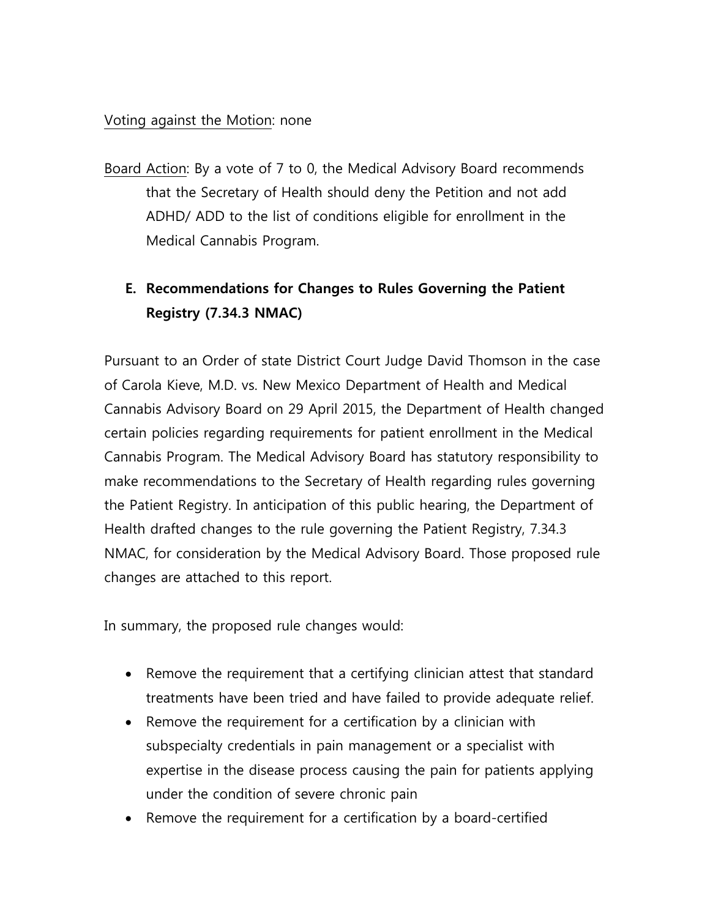Voting against the Motion: none

Board Action: By a vote of 7 to 0, the Medical Advisory Board recommends that the Secretary of Health should deny the Petition and not add ADHD/ ADD to the list of conditions eligible for enrollment in the Medical Cannabis Program.

**E. Recommendations for Changes to Rules Governing the Patient Registry (7.34.3 NMAC)**

Pursuant to an Order of state District Court Judge David Thomson in the case of Carola Kieve, M.D. vs. New Mexico Department of Health and Medical Cannabis Advisory Board on 29 April 2015, the Department of Health changed certain policies regarding requirements for patient enrollment in the Medical Cannabis Program. The Medical Advisory Board has statutory responsibility to make recommendations to the Secretary of Health regarding rules governing the Patient Registry. In anticipation of this public hearing, the Department of Health drafted changes to the rule governing the Patient Registry, 7.34.3 NMAC, for consideration by the Medical Advisory Board. Those proposed rule changes are attached to this report.

In summary, the proposed rule changes would:

- Remove the requirement that a certifying clinician attest that standard treatments have been tried and have failed to provide adequate relief.
- Remove the requirement for a certification by a clinician with subspecialty credentials in pain management or a specialist with expertise in the disease process causing the pain for patients applying under the condition of severe chronic pain
- Remove the requirement for a certification by a board-certified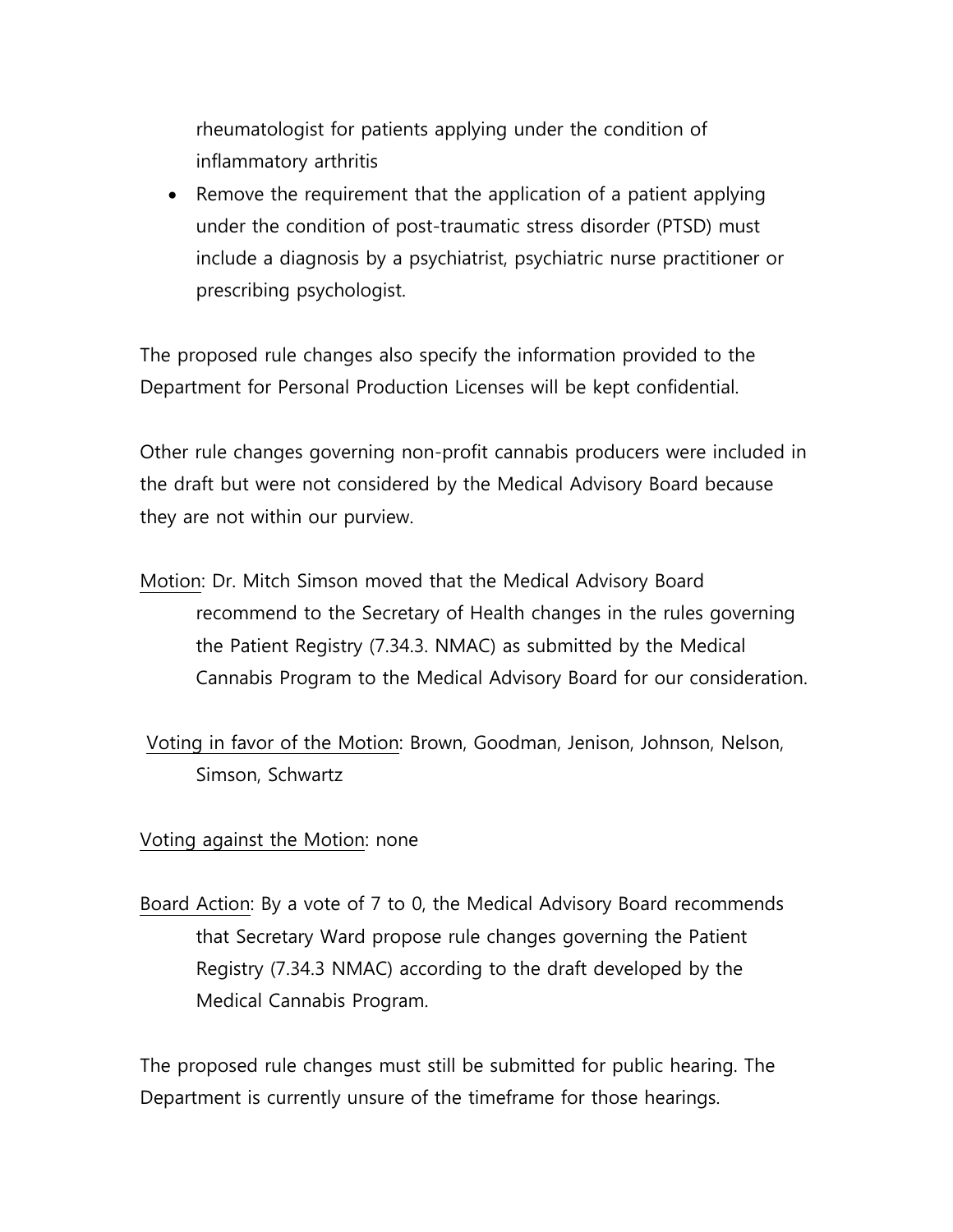rheumatologist for patients applying under the condition of inflammatory arthritis

- Remove the requirement that the application of a patient applying under the condition of post-traumatic stress disorder (PTSD) must include a diagnosis by a psychiatrist, psychiatric nurse practitioner or prescribing psychologist.

The proposed rule changes also specify the information provided to the Department for Personal Production Licenses will be kept confidential.

Other rule changes governing non-profit cannabis producers were included in the draft but were not considered by the Medical Advisory Board because they are not within our purview.

Motion: Dr. Mitch Simson moved that the Medical Advisory Board recommend to the Secretary of Health changes in the rules governing the Patient Registry (7.34.3. NMAC) as submitted by the Medical Cannabis Program to the Medical Advisory Board for our consideration.

Voting in favor of the Motion: Brown, Goodman, Jenison, Johnson, Nelson, Simson, Schwartz

Voting against the Motion: none

Board Action: By a vote of 7 to 0, the Medical Advisory Board recommends that Secretary Ward propose rule changes governing the Patient Registry (7.34.3 NMAC) according to the draft developed by the Medical Cannabis Program.

The proposed rule changes must still be submitted for public hearing. The Department is currently unsure of the timeframe for those hearings.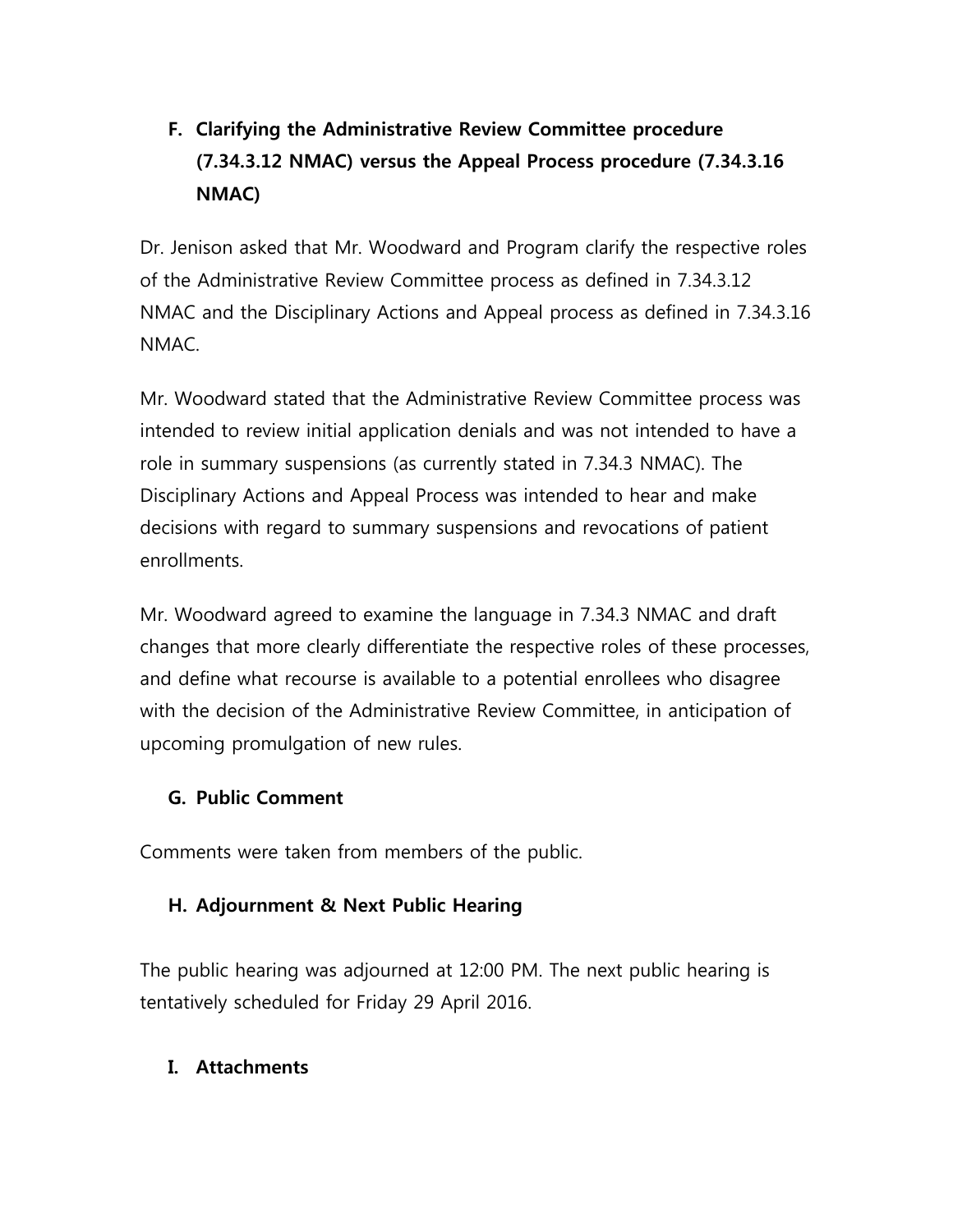**F. Clarifying the Administrative Review Committee procedure (7.34.3.12 NMAC) versus the Appeal Process procedure (7.34.3.16 NMAC)**

Dr. Jenison asked that Mr. Woodward and Program clarify the respective roles of the Administrative Review Committee process as defined in 7.34.3.12 NMAC and the Disciplinary Actions and Appeal process as defined in 7.34.3.16 NMAC.

Mr. Woodward stated that the Administrative Review Committee process was intended to review initial application denials and was not intended to have a role in summary suspensions (as currently stated in 7.34.3 NMAC). The Disciplinary Actions and Appeal Process was intended to hear and make decisions with regard to summary suspensions and revocations of patient enrollments.

Mr. Woodward agreed to examine the language in 7.34.3 NMAC and draft changes that more clearly differentiate the respective roles of these processes, and define what recourse is available to a potential enrollees who disagree with the decision of the Administrative Review Committee, in anticipation of upcoming promulgation of new rules.

**G. Public Comment**

Comments were taken from members of the public.

**H. Adjournment & Next Public Hearing**

The public hearing was adjourned at 12:00 PM. The next public hearing is tentatively scheduled for Friday 29 April 2016.

**I. Attachments**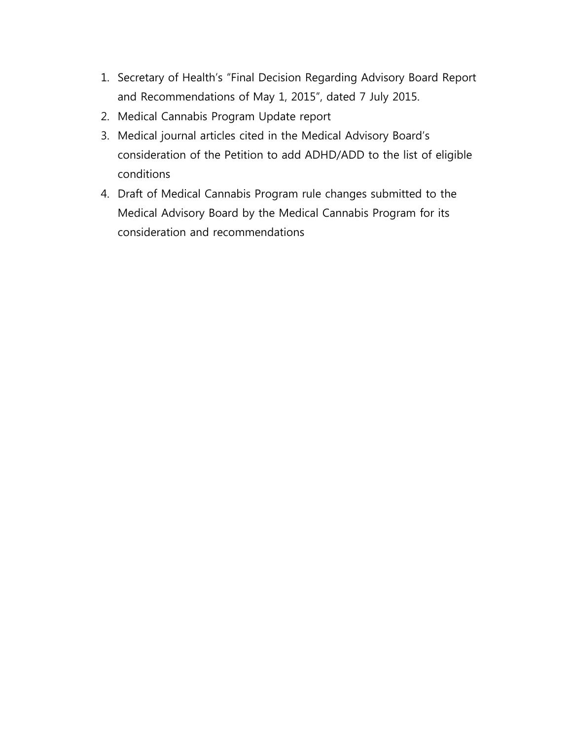1. Secretary of Health's "Final Decision Regarding Advisory Board Report and Recommendations of May 1, 2015", dated 7 July 2015.
2. Medical Cannabis Program Update report
3. Medical journal articles cited in the Medical Advisory Board's consideration of the Petition to add ADHD/ADD to the list of eligible conditions
4. Draft of Medical Cannabis Program rule changes submitted to the Medical Advisory Board by the Medical Cannabis Program for its consideration and recommendations